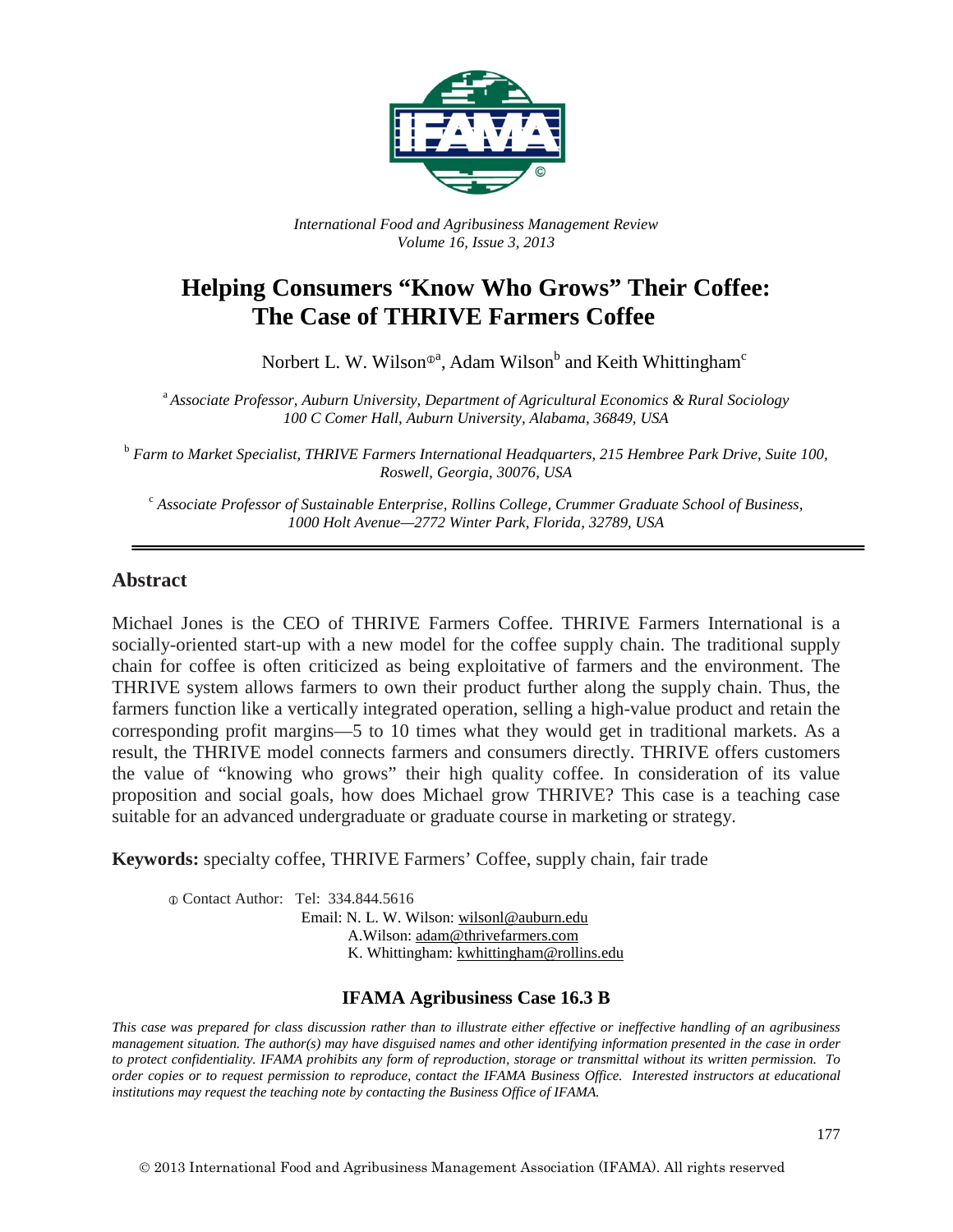*International Food and Agribusiness Management Review*
*Volume 16, Issue 3, 2013*

# Helping Consumers "Know Who Grows" Their Coffee: The Case of THRIVE Farmers Coffee

Norbert L. W. Wilson[a], Adam Wilson[b] and Keith Whittingham[c]

[a] *Associate Professor, Auburn University, Department of Agricultural Economics & Rural Sociology 100 C Comer Hall, Auburn University, Alabama, 36849, USA*

[b] *Farm to Market Specialist, THRIVE Farmers International Headquarters, 215 Hembree Park Drive, Suite 100, Roswell, Georgia, 30076, USA*

[c] *Associate Professor of Sustainable Enterprise, Rollins College, Crummer Graduate School of Business, 1000 Holt Avenue—2772 Winter Park, Florida, 32789, USA*

---

## Abstract

Michael Jones is the CEO of THRIVE Farmers Coffee. THRIVE Farmers International is a socially-oriented start-up with a new model for the coffee supply chain. The traditional supply chain for coffee is often criticized as being exploitative of farmers and the environment. The THRIVE system allows farmers to own their product further along the supply chain. Thus, the farmers function like a vertically integrated operation, selling a high-value product and retain the corresponding profit margins—5 to 10 times what they would get in traditional markets. As a result, the THRIVE model connects farmers and consumers directly. THRIVE offers customers the value of "knowing who grows" their high quality coffee. In consideration of its value proposition and social goals, how does Michael grow THRIVE? This case is a teaching case suitable for an advanced undergraduate or graduate course in marketing or strategy.

**Keywords:** specialty coffee, THRIVE Farmers' Coffee, supply chain, fair trade

Contact Author: Tel: 334.844.5616
Email: N. L. W. Wilson: wilsonl@auburn.edu
A.Wilson: adam@thrivefarmers.com
K. Whittingham: kwhittingham@rollins.edu

### IFAMA Agribusiness Case 16.3 B

*This case was prepared for class discussion rather than to illustrate either effective or ineffective handling of an agribusiness management situation. The author(s) may have disguised names and other identifying information presented in the case in order to protect confidentiality. IFAMA prohibits any form of reproduction, storage or transmittal without its written permission. To order copies or to request permission to reproduce, contact the IFAMA Business Office. Interested instructors at educational institutions may request the teaching note by contacting the Business Office of IFAMA.*

© 2013 International Food and Agribusiness Management Association (IFAMA). All rights reserved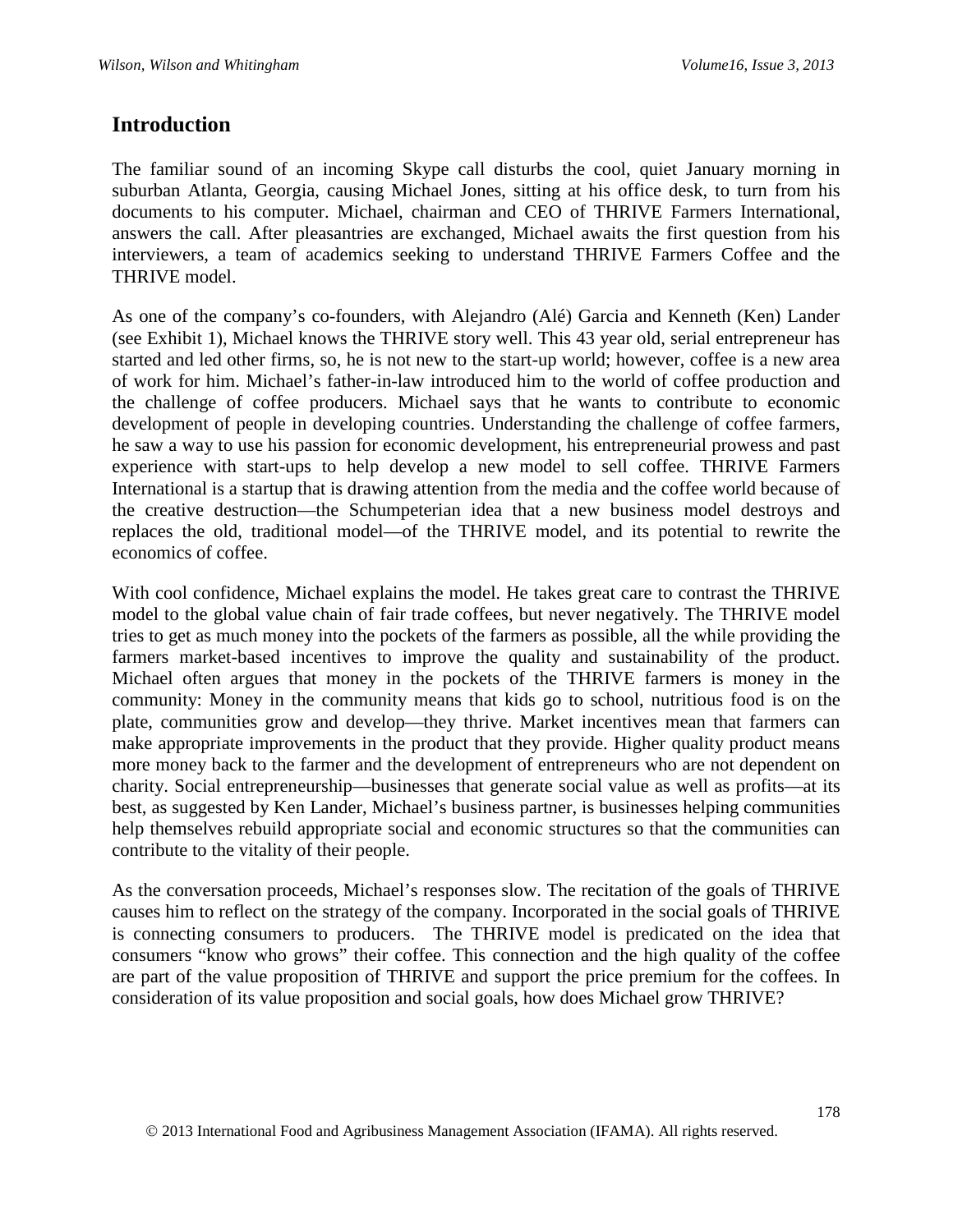## Introduction

The familiar sound of an incoming Skype call disturbs the cool, quiet January morning in suburban Atlanta, Georgia, causing Michael Jones, sitting at his office desk, to turn from his documents to his computer. Michael, chairman and CEO of THRIVE Farmers International, answers the call. After pleasantries are exchanged, Michael awaits the first question from his interviewers, a team of academics seeking to understand THRIVE Farmers Coffee and the THRIVE model.

As one of the company's co-founders, with Alejandro (Alé) Garcia and Kenneth (Ken) Lander (see Exhibit 1), Michael knows the THRIVE story well. This 43 year old, serial entrepreneur has started and led other firms, so, he is not new to the start-up world; however, coffee is a new area of work for him. Michael's father-in-law introduced him to the world of coffee production and the challenge of coffee producers. Michael says that he wants to contribute to economic development of people in developing countries. Understanding the challenge of coffee farmers, he saw a way to use his passion for economic development, his entrepreneurial prowess and past experience with start-ups to help develop a new model to sell coffee. THRIVE Farmers International is a startup that is drawing attention from the media and the coffee world because of the creative destruction—the Schumpeterian idea that a new business model destroys and replaces the old, traditional model—of the THRIVE model, and its potential to rewrite the economics of coffee.

With cool confidence, Michael explains the model. He takes great care to contrast the THRIVE model to the global value chain of fair trade coffees, but never negatively. The THRIVE model tries to get as much money into the pockets of the farmers as possible, all the while providing the farmers market-based incentives to improve the quality and sustainability of the product. Michael often argues that money in the pockets of the THRIVE farmers is money in the community: Money in the community means that kids go to school, nutritious food is on the plate, communities grow and develop—they thrive. Market incentives mean that farmers can make appropriate improvements in the product that they provide. Higher quality product means more money back to the farmer and the development of entrepreneurs who are not dependent on charity. Social entrepreneurship—businesses that generate social value as well as profits—at its best, as suggested by Ken Lander, Michael's business partner, is businesses helping communities help themselves rebuild appropriate social and economic structures so that the communities can contribute to the vitality of their people.

As the conversation proceeds, Michael's responses slow. The recitation of the goals of THRIVE causes him to reflect on the strategy of the company. Incorporated in the social goals of THRIVE is connecting consumers to producers. The THRIVE model is predicated on the idea that consumers "know who grows" their coffee. This connection and the high quality of the coffee are part of the value proposition of THRIVE and support the price premium for the coffees. In consideration of its value proposition and social goals, how does Michael grow THRIVE?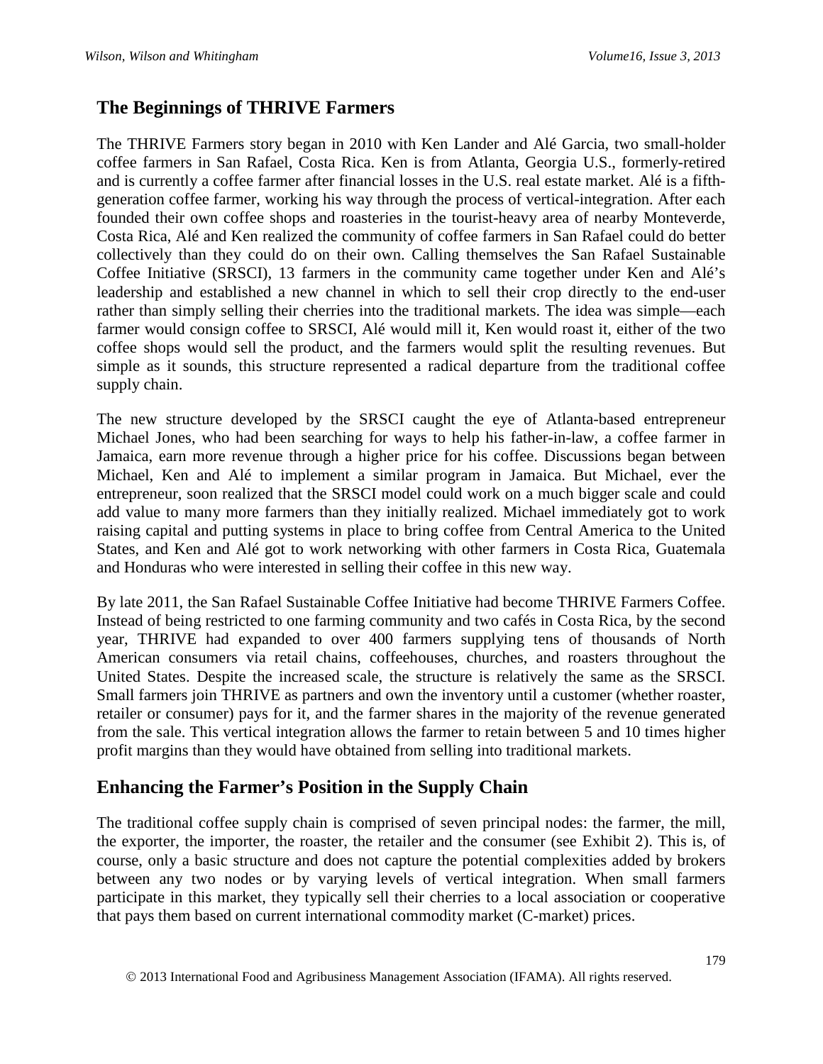## The Beginnings of THRIVE Farmers

The THRIVE Farmers story began in 2010 with Ken Lander and Alé Garcia, two small-holder coffee farmers in San Rafael, Costa Rica. Ken is from Atlanta, Georgia U.S., formerly-retired and is currently a coffee farmer after financial losses in the U.S. real estate market. Alé is a fifth-generation coffee farmer, working his way through the process of vertical-integration. After each founded their own coffee shops and roasteries in the tourist-heavy area of nearby Monteverde, Costa Rica, Alé and Ken realized the community of coffee farmers in San Rafael could do better collectively than they could do on their own. Calling themselves the San Rafael Sustainable Coffee Initiative (SRSCI), 13 farmers in the community came together under Ken and Alé's leadership and established a new channel in which to sell their crop directly to the end-user rather than simply selling their cherries into the traditional markets. The idea was simple—each farmer would consign coffee to SRSCI, Alé would mill it, Ken would roast it, either of the two coffee shops would sell the product, and the farmers would split the resulting revenues. But simple as it sounds, this structure represented a radical departure from the traditional coffee supply chain.

The new structure developed by the SRSCI caught the eye of Atlanta-based entrepreneur Michael Jones, who had been searching for ways to help his father-in-law, a coffee farmer in Jamaica, earn more revenue through a higher price for his coffee. Discussions began between Michael, Ken and Alé to implement a similar program in Jamaica. But Michael, ever the entrepreneur, soon realized that the SRSCI model could work on a much bigger scale and could add value to many more farmers than they initially realized. Michael immediately got to work raising capital and putting systems in place to bring coffee from Central America to the United States, and Ken and Alé got to work networking with other farmers in Costa Rica, Guatemala and Honduras who were interested in selling their coffee in this new way.

By late 2011, the San Rafael Sustainable Coffee Initiative had become THRIVE Farmers Coffee. Instead of being restricted to one farming community and two cafés in Costa Rica, by the second year, THRIVE had expanded to over 400 farmers supplying tens of thousands of North American consumers via retail chains, coffeehouses, churches, and roasters throughout the United States. Despite the increased scale, the structure is relatively the same as the SRSCI. Small farmers join THRIVE as partners and own the inventory until a customer (whether roaster, retailer or consumer) pays for it, and the farmer shares in the majority of the revenue generated from the sale. This vertical integration allows the farmer to retain between 5 and 10 times higher profit margins than they would have obtained from selling into traditional markets.

## Enhancing the Farmer's Position in the Supply Chain

The traditional coffee supply chain is comprised of seven principal nodes: the farmer, the mill, the exporter, the importer, the roaster, the retailer and the consumer (see Exhibit 2). This is, of course, only a basic structure and does not capture the potential complexities added by brokers between any two nodes or by varying levels of vertical integration. When small farmers participate in this market, they typically sell their cherries to a local association or cooperative that pays them based on current international commodity market (C-market) prices.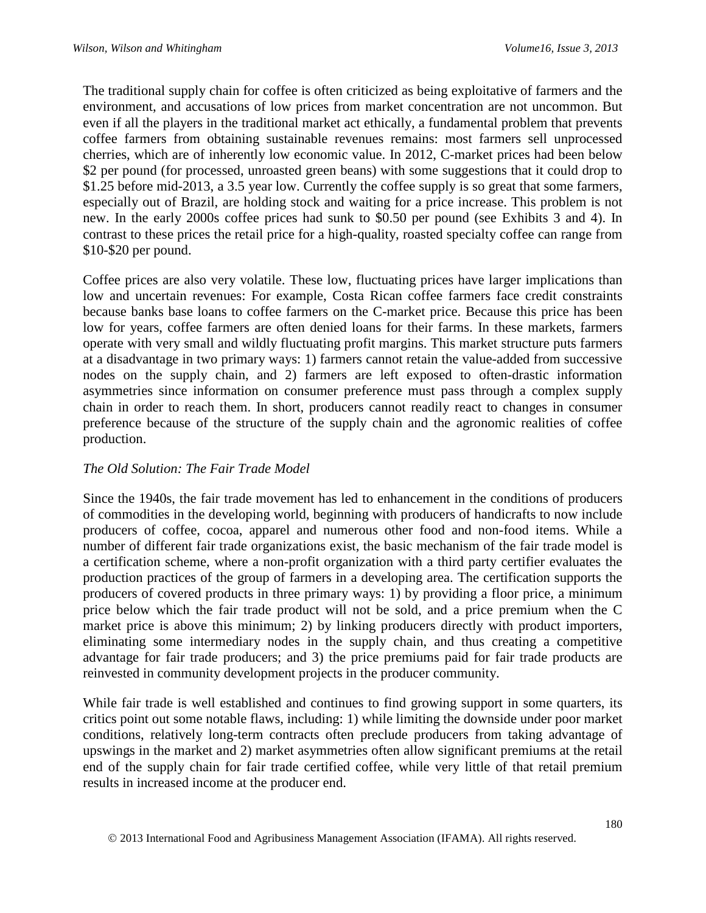The traditional supply chain for coffee is often criticized as being exploitative of farmers and the environment, and accusations of low prices from market concentration are not uncommon. But even if all the players in the traditional market act ethically, a fundamental problem that prevents coffee farmers from obtaining sustainable revenues remains: most farmers sell unprocessed cherries, which are of inherently low economic value. In 2012, C-market prices had been below $2 per pound (for processed, unroasted green beans) with some suggestions that it could drop to $1.25 before mid-2013, a 3.5 year low. Currently the coffee supply is so great that some farmers, especially out of Brazil, are holding stock and waiting for a price increase. This problem is not new. In the early 2000s coffee prices had sunk to $0.50 per pound (see Exhibits 3 and 4). In contrast to these prices the retail price for a high-quality, roasted specialty coffee can range from $10-$20 per pound.

Coffee prices are also very volatile. These low, fluctuating prices have larger implications than low and uncertain revenues: For example, Costa Rican coffee farmers face credit constraints because banks base loans to coffee farmers on the C-market price. Because this price has been low for years, coffee farmers are often denied loans for their farms. In these markets, farmers operate with very small and wildly fluctuating profit margins. This market structure puts farmers at a disadvantage in two primary ways: 1) farmers cannot retain the value-added from successive nodes on the supply chain, and 2) farmers are left exposed to often-drastic information asymmetries since information on consumer preference must pass through a complex supply chain in order to reach them. In short, producers cannot readily react to changes in consumer preference because of the structure of the supply chain and the agronomic realities of coffee production.

*The Old Solution: The Fair Trade Model*

Since the 1940s, the fair trade movement has led to enhancement in the conditions of producers of commodities in the developing world, beginning with producers of handicrafts to now include producers of coffee, cocoa, apparel and numerous other food and non-food items. While a number of different fair trade organizations exist, the basic mechanism of the fair trade model is a certification scheme, where a non-profit organization with a third party certifier evaluates the production practices of the group of farmers in a developing area. The certification supports the producers of covered products in three primary ways: 1) by providing a floor price, a minimum price below which the fair trade product will not be sold, and a price premium when the C market price is above this minimum; 2) by linking producers directly with product importers, eliminating some intermediary nodes in the supply chain, and thus creating a competitive advantage for fair trade producers; and 3) the price premiums paid for fair trade products are reinvested in community development projects in the producer community.

While fair trade is well established and continues to find growing support in some quarters, its critics point out some notable flaws, including: 1) while limiting the downside under poor market conditions, relatively long-term contracts often preclude producers from taking advantage of upswings in the market and 2) market asymmetries often allow significant premiums at the retail end of the supply chain for fair trade certified coffee, while very little of that retail premium results in increased income at the producer end.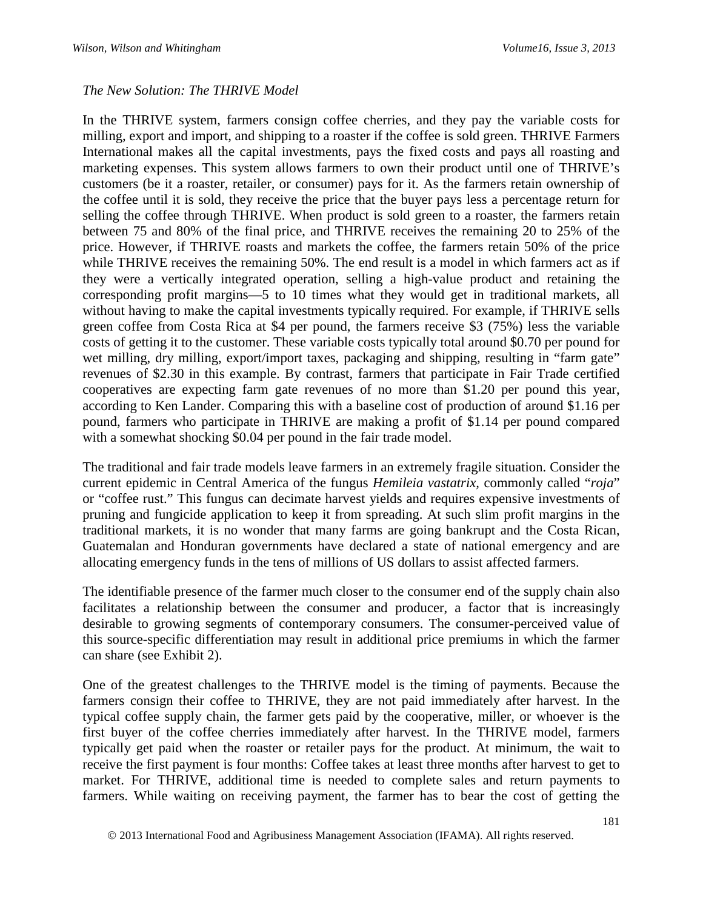*The New Solution: The THRIVE Model*

In the THRIVE system, farmers consign coffee cherries, and they pay the variable costs for milling, export and import, and shipping to a roaster if the coffee is sold green. THRIVE Farmers International makes all the capital investments, pays the fixed costs and pays all roasting and marketing expenses. This system allows farmers to own their product until one of THRIVE's customers (be it a roaster, retailer, or consumer) pays for it. As the farmers retain ownership of the coffee until it is sold, they receive the price that the buyer pays less a percentage return for selling the coffee through THRIVE. When product is sold green to a roaster, the farmers retain between 75 and 80% of the final price, and THRIVE receives the remaining 20 to 25% of the price. However, if THRIVE roasts and markets the coffee, the farmers retain 50% of the price while THRIVE receives the remaining 50%. The end result is a model in which farmers act as if they were a vertically integrated operation, selling a high-value product and retaining the corresponding profit margins—5 to 10 times what they would get in traditional markets, all without having to make the capital investments typically required. For example, if THRIVE sells green coffee from Costa Rica at $4 per pound, the farmers receive $3 (75%) less the variable costs of getting it to the customer. These variable costs typically total around $0.70 per pound for wet milling, dry milling, export/import taxes, packaging and shipping, resulting in "farm gate" revenues of $2.30 in this example. By contrast, farmers that participate in Fair Trade certified cooperatives are expecting farm gate revenues of no more than $1.20 per pound this year, according to Ken Lander. Comparing this with a baseline cost of production of around $1.16 per pound, farmers who participate in THRIVE are making a profit of $1.14 per pound compared with a somewhat shocking $0.04 per pound in the fair trade model.

The traditional and fair trade models leave farmers in an extremely fragile situation. Consider the current epidemic in Central America of the fungus *Hemileia vastatrix*, commonly called "*roja*" or "coffee rust." This fungus can decimate harvest yields and requires expensive investments of pruning and fungicide application to keep it from spreading. At such slim profit margins in the traditional markets, it is no wonder that many farms are going bankrupt and the Costa Rican, Guatemalan and Honduran governments have declared a state of national emergency and are allocating emergency funds in the tens of millions of US dollars to assist affected farmers.

The identifiable presence of the farmer much closer to the consumer end of the supply chain also facilitates a relationship between the consumer and producer, a factor that is increasingly desirable to growing segments of contemporary consumers. The consumer-perceived value of this source-specific differentiation may result in additional price premiums in which the farmer can share (see Exhibit 2).

One of the greatest challenges to the THRIVE model is the timing of payments. Because the farmers consign their coffee to THRIVE, they are not paid immediately after harvest. In the typical coffee supply chain, the farmer gets paid by the cooperative, miller, or whoever is the first buyer of the coffee cherries immediately after harvest. In the THRIVE model, farmers typically get paid when the roaster or retailer pays for the product. At minimum, the wait to receive the first payment is four months: Coffee takes at least three months after harvest to get to market. For THRIVE, additional time is needed to complete sales and return payments to farmers. While waiting on receiving payment, the farmer has to bear the cost of getting the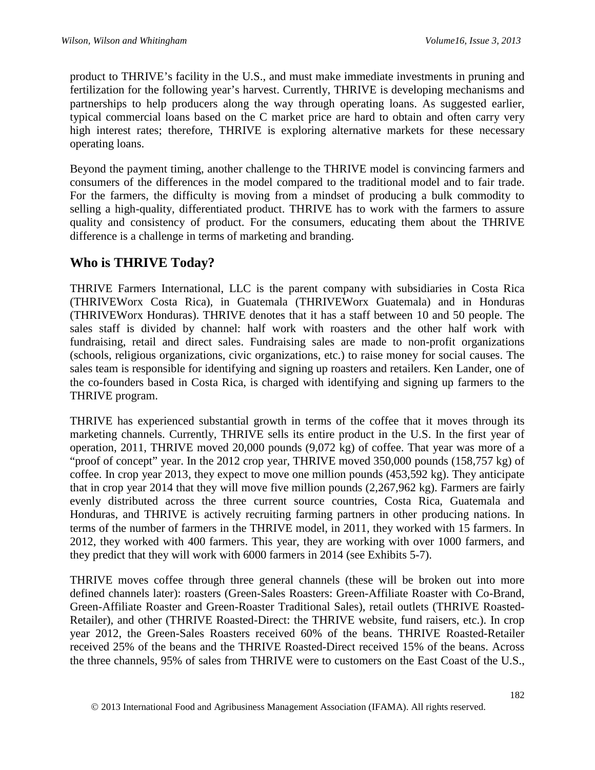product to THRIVE's facility in the U.S., and must make immediate investments in pruning and fertilization for the following year's harvest. Currently, THRIVE is developing mechanisms and partnerships to help producers along the way through operating loans. As suggested earlier, typical commercial loans based on the C market price are hard to obtain and often carry very high interest rates; therefore, THRIVE is exploring alternative markets for these necessary operating loans.

Beyond the payment timing, another challenge to the THRIVE model is convincing farmers and consumers of the differences in the model compared to the traditional model and to fair trade. For the farmers, the difficulty is moving from a mindset of producing a bulk commodity to selling a high-quality, differentiated product. THRIVE has to work with the farmers to assure quality and consistency of product. For the consumers, educating them about the THRIVE difference is a challenge in terms of marketing and branding.

## Who is THRIVE Today?

THRIVE Farmers International, LLC is the parent company with subsidiaries in Costa Rica (THRIVEWorx Costa Rica), in Guatemala (THRIVEWorx Guatemala) and in Honduras (THRIVEWorx Honduras). THRIVE denotes that it has a staff between 10 and 50 people. The sales staff is divided by channel: half work with roasters and the other half work with fundraising, retail and direct sales. Fundraising sales are made to non-profit organizations (schools, religious organizations, civic organizations, etc.) to raise money for social causes. The sales team is responsible for identifying and signing up roasters and retailers. Ken Lander, one of the co-founders based in Costa Rica, is charged with identifying and signing up farmers to the THRIVE program.

THRIVE has experienced substantial growth in terms of the coffee that it moves through its marketing channels. Currently, THRIVE sells its entire product in the U.S. In the first year of operation, 2011, THRIVE moved 20,000 pounds (9,072 kg) of coffee. That year was more of a "proof of concept" year. In the 2012 crop year, THRIVE moved 350,000 pounds (158,757 kg) of coffee. In crop year 2013, they expect to move one million pounds (453,592 kg). They anticipate that in crop year 2014 that they will move five million pounds (2,267,962 kg). Farmers are fairly evenly distributed across the three current source countries, Costa Rica, Guatemala and Honduras, and THRIVE is actively recruiting farming partners in other producing nations. In terms of the number of farmers in the THRIVE model, in 2011, they worked with 15 farmers. In 2012, they worked with 400 farmers. This year, they are working with over 1000 farmers, and they predict that they will work with 6000 farmers in 2014 (see Exhibits 5-7).

THRIVE moves coffee through three general channels (these will be broken out into more defined channels later): roasters (Green-Sales Roasters: Green-Affiliate Roaster with Co-Brand, Green-Affiliate Roaster and Green-Roaster Traditional Sales), retail outlets (THRIVE Roasted-Retailer), and other (THRIVE Roasted-Direct: the THRIVE website, fund raisers, etc.). In crop year 2012, the Green-Sales Roasters received 60% of the beans. THRIVE Roasted-Retailer received 25% of the beans and the THRIVE Roasted-Direct received 15% of the beans. Across the three channels, 95% of sales from THRIVE were to customers on the East Coast of the U.S.,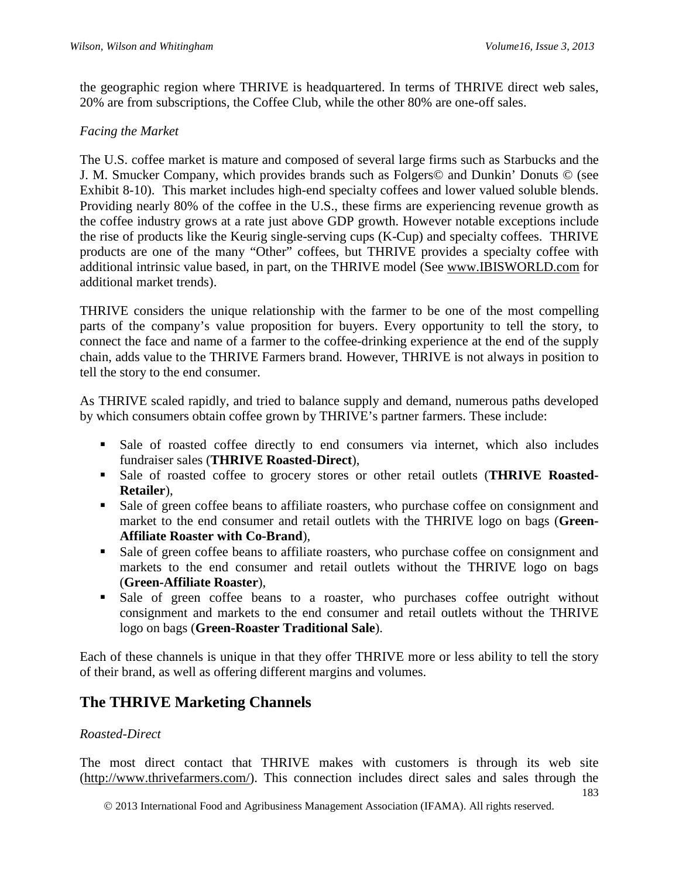the geographic region where THRIVE is headquartered. In terms of THRIVE direct web sales, 20% are from subscriptions, the Coffee Club, while the other 80% are one-off sales.

*Facing the Market*

The U.S. coffee market is mature and composed of several large firms such as Starbucks and the J. M. Smucker Company, which provides brands such as Folgers© and Dunkin' Donuts © (see Exhibit 8-10). This market includes high-end specialty coffees and lower valued soluble blends. Providing nearly 80% of the coffee in the U.S., these firms are experiencing revenue growth as the coffee industry grows at a rate just above GDP growth. However notable exceptions include the rise of products like the Keurig single-serving cups (K-Cup) and specialty coffees. THRIVE products are one of the many "Other" coffees, but THRIVE provides a specialty coffee with additional intrinsic value based, in part, on the THRIVE model (See www.IBISWORLD.com for additional market trends).

THRIVE considers the unique relationship with the farmer to be one of the most compelling parts of the company's value proposition for buyers. Every opportunity to tell the story, to connect the face and name of a farmer to the coffee-drinking experience at the end of the supply chain, adds value to the THRIVE Farmers brand. However, THRIVE is not always in position to tell the story to the end consumer.

As THRIVE scaled rapidly, and tried to balance supply and demand, numerous paths developed by which consumers obtain coffee grown by THRIVE's partner farmers. These include:

- Sale of roasted coffee directly to end consumers via internet, which also includes fundraiser sales (**THRIVE Roasted-Direct**),
- Sale of roasted coffee to grocery stores or other retail outlets (**THRIVE Roasted-Retailer**),
- Sale of green coffee beans to affiliate roasters, who purchase coffee on consignment and market to the end consumer and retail outlets with the THRIVE logo on bags (**Green-Affiliate Roaster with Co-Brand**),
- Sale of green coffee beans to affiliate roasters, who purchase coffee on consignment and markets to the end consumer and retail outlets without the THRIVE logo on bags (**Green-Affiliate Roaster**),
- Sale of green coffee beans to a roaster, who purchases coffee outright without consignment and markets to the end consumer and retail outlets without the THRIVE logo on bags (**Green-Roaster Traditional Sale**).

Each of these channels is unique in that they offer THRIVE more or less ability to tell the story of their brand, as well as offering different margins and volumes.

## The THRIVE Marketing Channels

*Roasted-Direct*

The most direct contact that THRIVE makes with customers is through its web site (http://www.thrivefarmers.com/). This connection includes direct sales and sales through the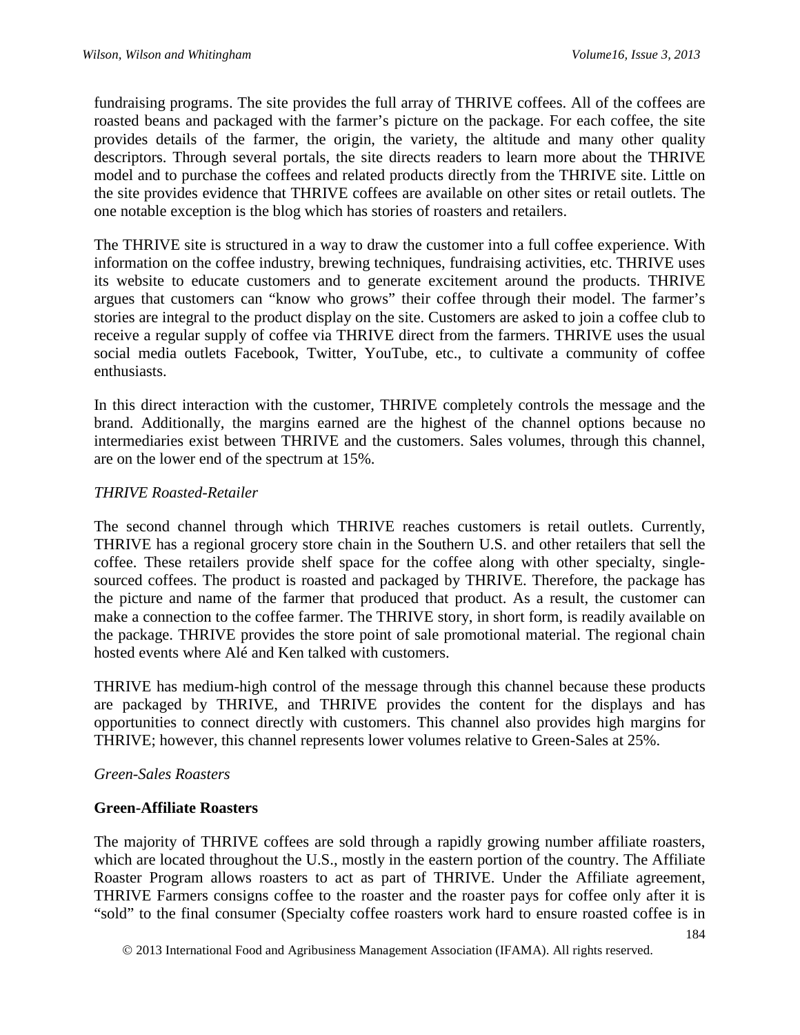fundraising programs. The site provides the full array of THRIVE coffees. All of the coffees are roasted beans and packaged with the farmer's picture on the package. For each coffee, the site provides details of the farmer, the origin, the variety, the altitude and many other quality descriptors. Through several portals, the site directs readers to learn more about the THRIVE model and to purchase the coffees and related products directly from the THRIVE site. Little on the site provides evidence that THRIVE coffees are available on other sites or retail outlets. The one notable exception is the blog which has stories of roasters and retailers.

The THRIVE site is structured in a way to draw the customer into a full coffee experience. With information on the coffee industry, brewing techniques, fundraising activities, etc. THRIVE uses its website to educate customers and to generate excitement around the products. THRIVE argues that customers can "know who grows" their coffee through their model. The farmer's stories are integral to the product display on the site. Customers are asked to join a coffee club to receive a regular supply of coffee via THRIVE direct from the farmers. THRIVE uses the usual social media outlets Facebook, Twitter, YouTube, etc., to cultivate a community of coffee enthusiasts.

In this direct interaction with the customer, THRIVE completely controls the message and the brand. Additionally, the margins earned are the highest of the channel options because no intermediaries exist between THRIVE and the customers. Sales volumes, through this channel, are on the lower end of the spectrum at 15%.

*THRIVE Roasted-Retailer*

The second channel through which THRIVE reaches customers is retail outlets. Currently, THRIVE has a regional grocery store chain in the Southern U.S. and other retailers that sell the coffee. These retailers provide shelf space for the coffee along with other specialty, single-sourced coffees. The product is roasted and packaged by THRIVE. Therefore, the package has the picture and name of the farmer that produced that product. As a result, the customer can make a connection to the coffee farmer. The THRIVE story, in short form, is readily available on the package. THRIVE provides the store point of sale promotional material. The regional chain hosted events where Alé and Ken talked with customers.

THRIVE has medium-high control of the message through this channel because these products are packaged by THRIVE, and THRIVE provides the content for the displays and has opportunities to connect directly with customers. This channel also provides high margins for THRIVE; however, this channel represents lower volumes relative to Green-Sales at 25%.

*Green-Sales Roasters*

**Green-Affiliate Roasters**

The majority of THRIVE coffees are sold through a rapidly growing number affiliate roasters, which are located throughout the U.S., mostly in the eastern portion of the country. The Affiliate Roaster Program allows roasters to act as part of THRIVE. Under the Affiliate agreement, THRIVE Farmers consigns coffee to the roaster and the roaster pays for coffee only after it is "sold" to the final consumer (Specialty coffee roasters work hard to ensure roasted coffee is in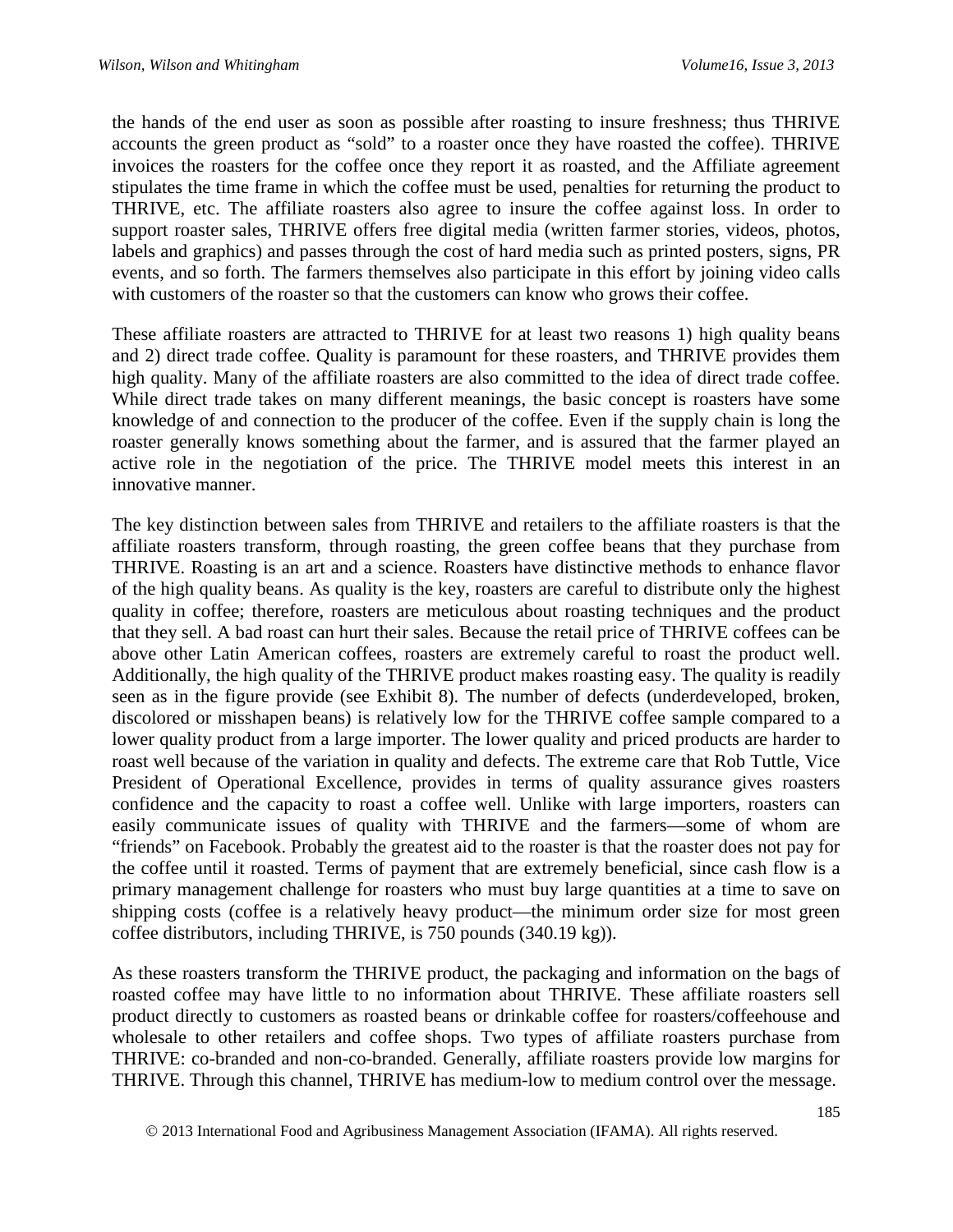the hands of the end user as soon as possible after roasting to insure freshness; thus THRIVE accounts the green product as "sold" to a roaster once they have roasted the coffee). THRIVE invoices the roasters for the coffee once they report it as roasted, and the Affiliate agreement stipulates the time frame in which the coffee must be used, penalties for returning the product to THRIVE, etc. The affiliate roasters also agree to insure the coffee against loss. In order to support roaster sales, THRIVE offers free digital media (written farmer stories, videos, photos, labels and graphics) and passes through the cost of hard media such as printed posters, signs, PR events, and so forth. The farmers themselves also participate in this effort by joining video calls with customers of the roaster so that the customers can know who grows their coffee.

These affiliate roasters are attracted to THRIVE for at least two reasons 1) high quality beans and 2) direct trade coffee. Quality is paramount for these roasters, and THRIVE provides them high quality. Many of the affiliate roasters are also committed to the idea of direct trade coffee. While direct trade takes on many different meanings, the basic concept is roasters have some knowledge of and connection to the producer of the coffee. Even if the supply chain is long the roaster generally knows something about the farmer, and is assured that the farmer played an active role in the negotiation of the price. The THRIVE model meets this interest in an innovative manner.

The key distinction between sales from THRIVE and retailers to the affiliate roasters is that the affiliate roasters transform, through roasting, the green coffee beans that they purchase from THRIVE. Roasting is an art and a science. Roasters have distinctive methods to enhance flavor of the high quality beans. As quality is the key, roasters are careful to distribute only the highest quality in coffee; therefore, roasters are meticulous about roasting techniques and the product that they sell. A bad roast can hurt their sales. Because the retail price of THRIVE coffees can be above other Latin American coffees, roasters are extremely careful to roast the product well. Additionally, the high quality of the THRIVE product makes roasting easy. The quality is readily seen as in the figure provide (see Exhibit 8). The number of defects (underdeveloped, broken, discolored or misshapen beans) is relatively low for the THRIVE coffee sample compared to a lower quality product from a large importer. The lower quality and priced products are harder to roast well because of the variation in quality and defects. The extreme care that Rob Tuttle, Vice President of Operational Excellence, provides in terms of quality assurance gives roasters confidence and the capacity to roast a coffee well. Unlike with large importers, roasters can easily communicate issues of quality with THRIVE and the farmers—some of whom are "friends" on Facebook. Probably the greatest aid to the roaster is that the roaster does not pay for the coffee until it roasted. Terms of payment that are extremely beneficial, since cash flow is a primary management challenge for roasters who must buy large quantities at a time to save on shipping costs (coffee is a relatively heavy product—the minimum order size for most green coffee distributors, including THRIVE, is 750 pounds (340.19 kg)).

As these roasters transform the THRIVE product, the packaging and information on the bags of roasted coffee may have little to no information about THRIVE. These affiliate roasters sell product directly to customers as roasted beans or drinkable coffee for roasters/coffeehouse and wholesale to other retailers and coffee shops. Two types of affiliate roasters purchase from THRIVE: co-branded and non-co-branded. Generally, affiliate roasters provide low margins for THRIVE. Through this channel, THRIVE has medium-low to medium control over the message.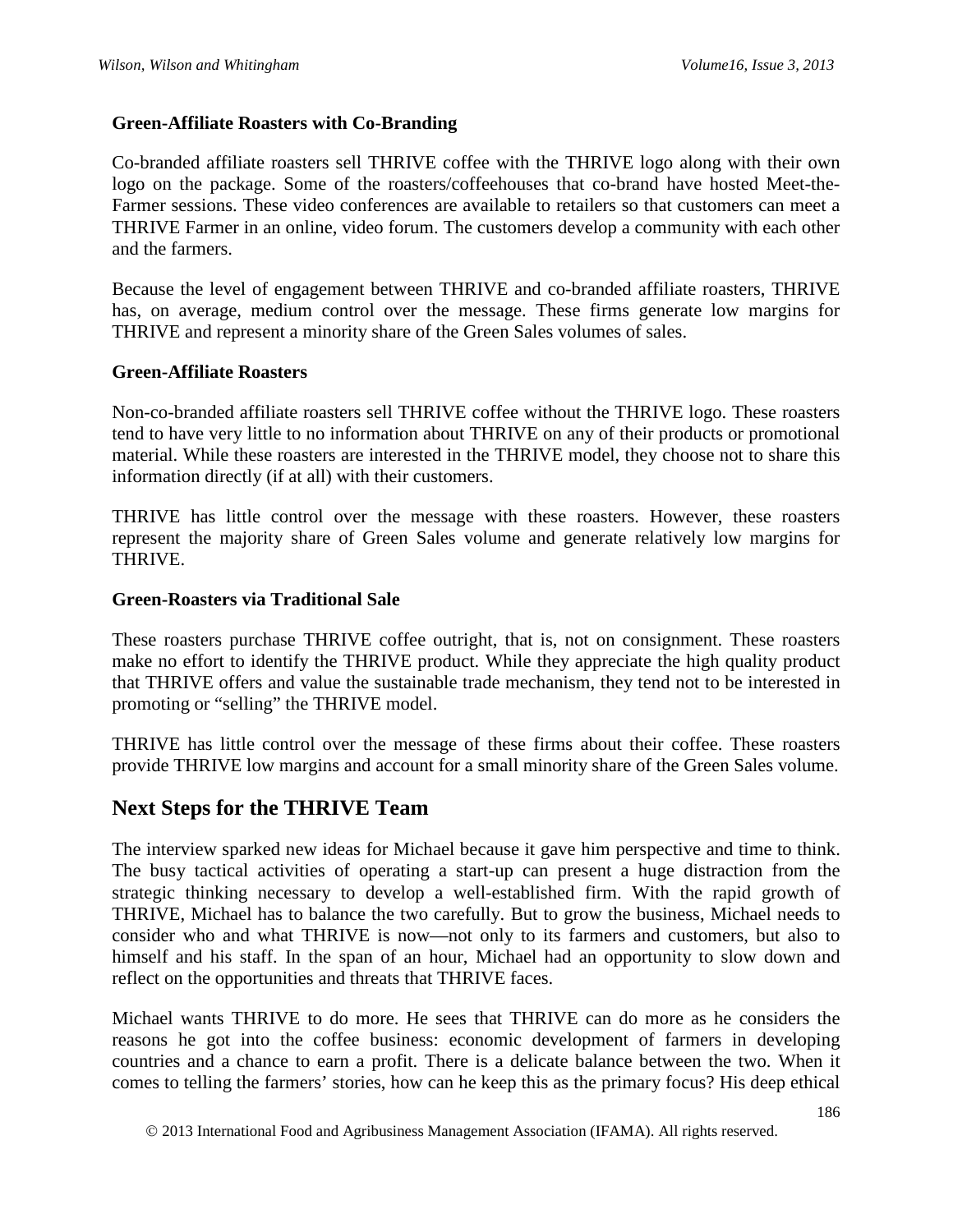### Green-Affiliate Roasters with Co-Branding

Co-branded affiliate roasters sell THRIVE coffee with the THRIVE logo along with their own logo on the package. Some of the roasters/coffeehouses that co-brand have hosted Meet-the-Farmer sessions. These video conferences are available to retailers so that customers can meet a THRIVE Farmer in an online, video forum. The customers develop a community with each other and the farmers.

Because the level of engagement between THRIVE and co-branded affiliate roasters, THRIVE has, on average, medium control over the message. These firms generate low margins for THRIVE and represent a minority share of the Green Sales volumes of sales.

### Green-Affiliate Roasters

Non-co-branded affiliate roasters sell THRIVE coffee without the THRIVE logo. These roasters tend to have very little to no information about THRIVE on any of their products or promotional material. While these roasters are interested in the THRIVE model, they choose not to share this information directly (if at all) with their customers.

THRIVE has little control over the message with these roasters. However, these roasters represent the majority share of Green Sales volume and generate relatively low margins for THRIVE.

### Green-Roasters via Traditional Sale

These roasters purchase THRIVE coffee outright, that is, not on consignment. These roasters make no effort to identify the THRIVE product. While they appreciate the high quality product that THRIVE offers and value the sustainable trade mechanism, they tend not to be interested in promoting or "selling" the THRIVE model.

THRIVE has little control over the message of these firms about their coffee. These roasters provide THRIVE low margins and account for a small minority share of the Green Sales volume.

## Next Steps for the THRIVE Team

The interview sparked new ideas for Michael because it gave him perspective and time to think. The busy tactical activities of operating a start-up can present a huge distraction from the strategic thinking necessary to develop a well-established firm. With the rapid growth of THRIVE, Michael has to balance the two carefully. But to grow the business, Michael needs to consider who and what THRIVE is now—not only to its farmers and customers, but also to himself and his staff. In the span of an hour, Michael had an opportunity to slow down and reflect on the opportunities and threats that THRIVE faces.

Michael wants THRIVE to do more. He sees that THRIVE can do more as he considers the reasons he got into the coffee business: economic development of farmers in developing countries and a chance to earn a profit. There is a delicate balance between the two. When it comes to telling the farmers' stories, how can he keep this as the primary focus? His deep ethical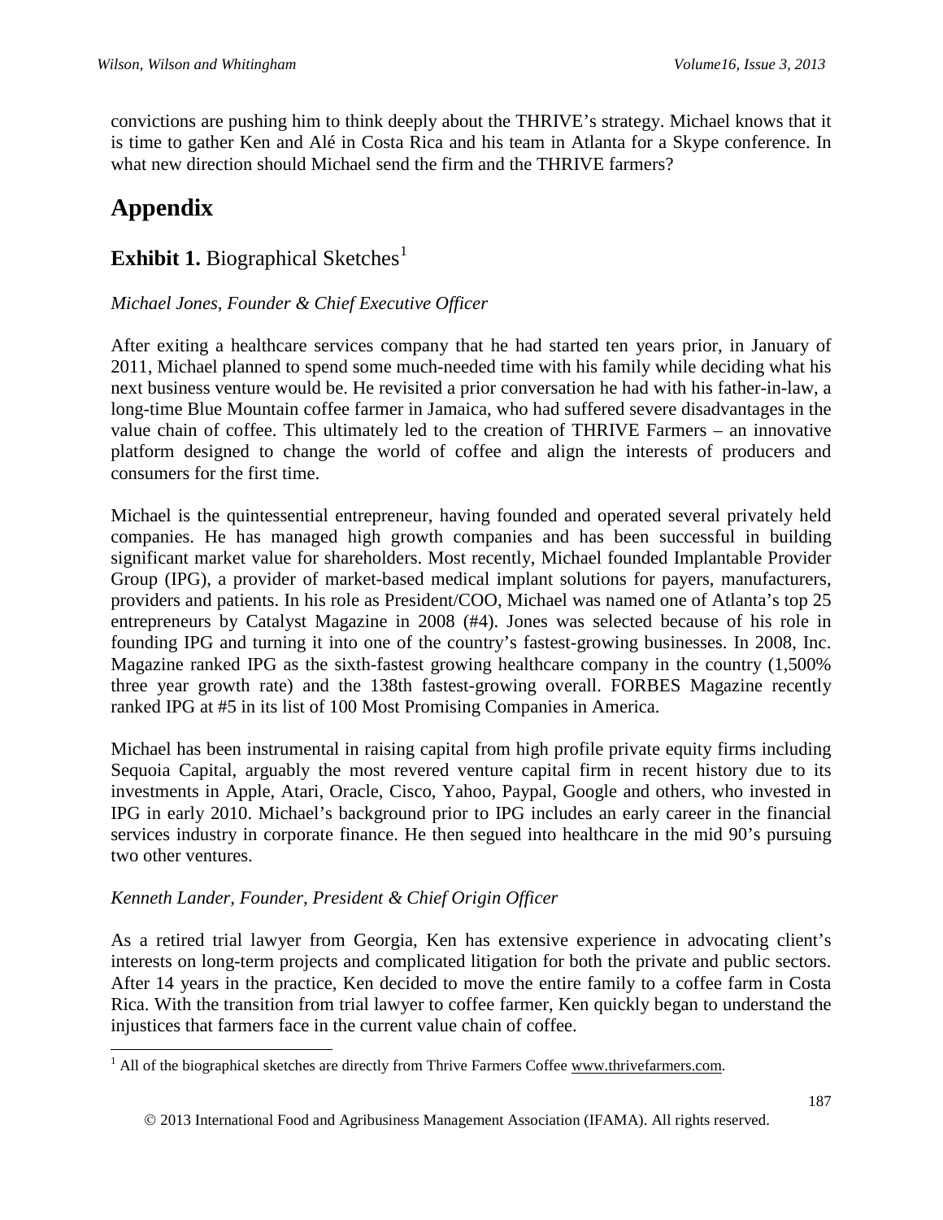convictions are pushing him to think deeply about the THRIVE's strategy. Michael knows that it is time to gather Ken and Alé in Costa Rica and his team in Atlanta for a Skype conference. In what new direction should Michael send the firm and the THRIVE farmers?

# Appendix

## **Exhibit 1.** Biographical Sketches[1]

*Michael Jones, Founder & Chief Executive Officer*

After exiting a healthcare services company that he had started ten years prior, in January of 2011, Michael planned to spend some much-needed time with his family while deciding what his next business venture would be. He revisited a prior conversation he had with his father-in-law, a long-time Blue Mountain coffee farmer in Jamaica, who had suffered severe disadvantages in the value chain of coffee. This ultimately led to the creation of THRIVE Farmers – an innovative platform designed to change the world of coffee and align the interests of producers and consumers for the first time.

Michael is the quintessential entrepreneur, having founded and operated several privately held companies. He has managed high growth companies and has been successful in building significant market value for shareholders. Most recently, Michael founded Implantable Provider Group (IPG), a provider of market-based medical implant solutions for payers, manufacturers, providers and patients. In his role as President/COO, Michael was named one of Atlanta's top 25 entrepreneurs by Catalyst Magazine in 2008 (#4). Jones was selected because of his role in founding IPG and turning it into one of the country's fastest-growing businesses. In 2008, Inc. Magazine ranked IPG as the sixth-fastest growing healthcare company in the country (1,500% three year growth rate) and the 138th fastest-growing overall. FORBES Magazine recently ranked IPG at #5 in its list of 100 Most Promising Companies in America.

Michael has been instrumental in raising capital from high profile private equity firms including Sequoia Capital, arguably the most revered venture capital firm in recent history due to its investments in Apple, Atari, Oracle, Cisco, Yahoo, Paypal, Google and others, who invested in IPG in early 2010. Michael's background prior to IPG includes an early career in the financial services industry in corporate finance. He then segued into healthcare in the mid 90's pursuing two other ventures.

*Kenneth Lander, Founder, President & Chief Origin Officer*

As a retired trial lawyer from Georgia, Ken has extensive experience in advocating client's interests on long-term projects and complicated litigation for both the private and public sectors. After 14 years in the practice, Ken decided to move the entire family to a coffee farm in Costa Rica. With the transition from trial lawyer to coffee farmer, Ken quickly began to understand the injustices that farmers face in the current value chain of coffee.

---

[1] All of the biographical sketches are directly from Thrive Farmers Coffee www.thrivefarmers.com.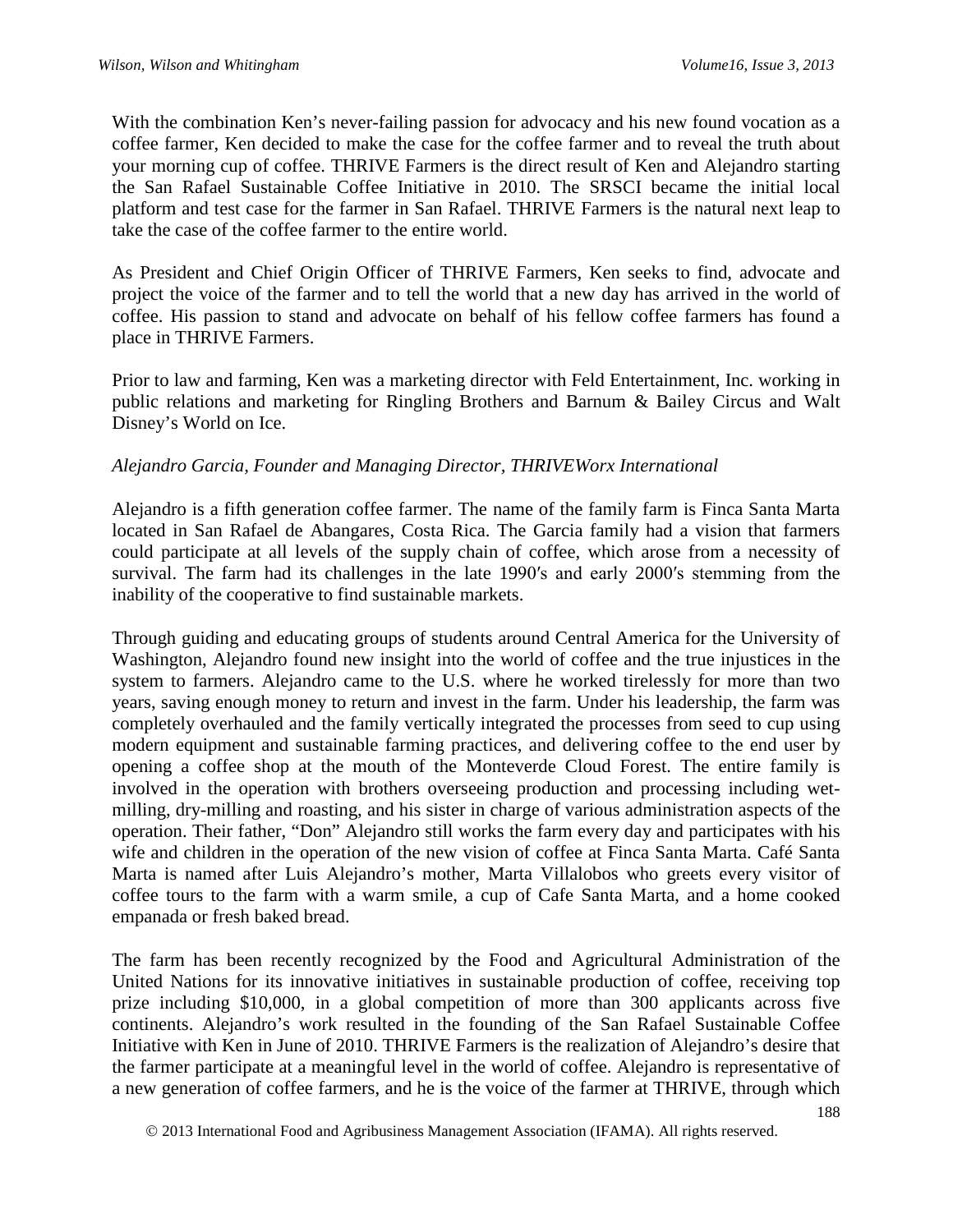With the combination Ken's never-failing passion for advocacy and his new found vocation as a coffee farmer, Ken decided to make the case for the coffee farmer and to reveal the truth about your morning cup of coffee. THRIVE Farmers is the direct result of Ken and Alejandro starting the San Rafael Sustainable Coffee Initiative in 2010. The SRSCI became the initial local platform and test case for the farmer in San Rafael. THRIVE Farmers is the natural next leap to take the case of the coffee farmer to the entire world.

As President and Chief Origin Officer of THRIVE Farmers, Ken seeks to find, advocate and project the voice of the farmer and to tell the world that a new day has arrived in the world of coffee. His passion to stand and advocate on behalf of his fellow coffee farmers has found a place in THRIVE Farmers.

Prior to law and farming, Ken was a marketing director with Feld Entertainment, Inc. working in public relations and marketing for Ringling Brothers and Barnum & Bailey Circus and Walt Disney's World on Ice.

*Alejandro Garcia, Founder and Managing Director, THRIVEWorx International*

Alejandro is a fifth generation coffee farmer. The name of the family farm is Finca Santa Marta located in San Rafael de Abangares, Costa Rica. The Garcia family had a vision that farmers could participate at all levels of the supply chain of coffee, which arose from a necessity of survival. The farm had its challenges in the late 1990′s and early 2000′s stemming from the inability of the cooperative to find sustainable markets.

Through guiding and educating groups of students around Central America for the University of Washington, Alejandro found new insight into the world of coffee and the true injustices in the system to farmers. Alejandro came to the U.S. where he worked tirelessly for more than two years, saving enough money to return and invest in the farm. Under his leadership, the farm was completely overhauled and the family vertically integrated the processes from seed to cup using modern equipment and sustainable farming practices, and delivering coffee to the end user by opening a coffee shop at the mouth of the Monteverde Cloud Forest. The entire family is involved in the operation with brothers overseeing production and processing including wet-milling, dry-milling and roasting, and his sister in charge of various administration aspects of the operation. Their father, "Don" Alejandro still works the farm every day and participates with his wife and children in the operation of the new vision of coffee at Finca Santa Marta. Café Santa Marta is named after Luis Alejandro's mother, Marta Villalobos who greets every visitor of coffee tours to the farm with a warm smile, a cup of Cafe Santa Marta, and a home cooked empanada or fresh baked bread.

The farm has been recently recognized by the Food and Agricultural Administration of the United Nations for its innovative initiatives in sustainable production of coffee, receiving top prize including $10,000, in a global competition of more than 300 applicants across five continents. Alejandro's work resulted in the founding of the San Rafael Sustainable Coffee Initiative with Ken in June of 2010. THRIVE Farmers is the realization of Alejandro's desire that the farmer participate at a meaningful level in the world of coffee. Alejandro is representative of a new generation of coffee farmers, and he is the voice of the farmer at THRIVE, through which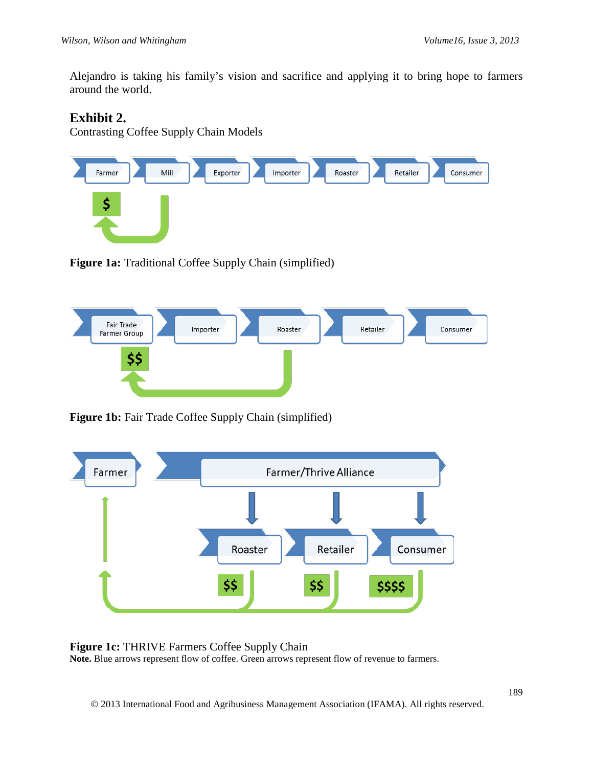Alejandro is taking his family's vision and sacrifice and applying it to bring hope to farmers around the world.

## Exhibit 2.

Contrasting Coffee Supply Chain Models

Farmer → Mill → Exporter → Importer → Roaster → Retailer → Consumer

$

**Figure 1a:** Traditional Coffee Supply Chain (simplified)

Fair Trade Farmer Group → Importer → Roaster → Retailer → Consumer

$$

**Figure 1b:** Fair Trade Coffee Supply Chain (simplified)

Farmer → Farmer/Thrive Alliance

Roaster, Retailer, Consumer

$$ $$ $$$$

**Figure 1c:** THRIVE Farmers Coffee Supply Chain

**Note.** Blue arrows represent flow of coffee. Green arrows represent flow of revenue to farmers.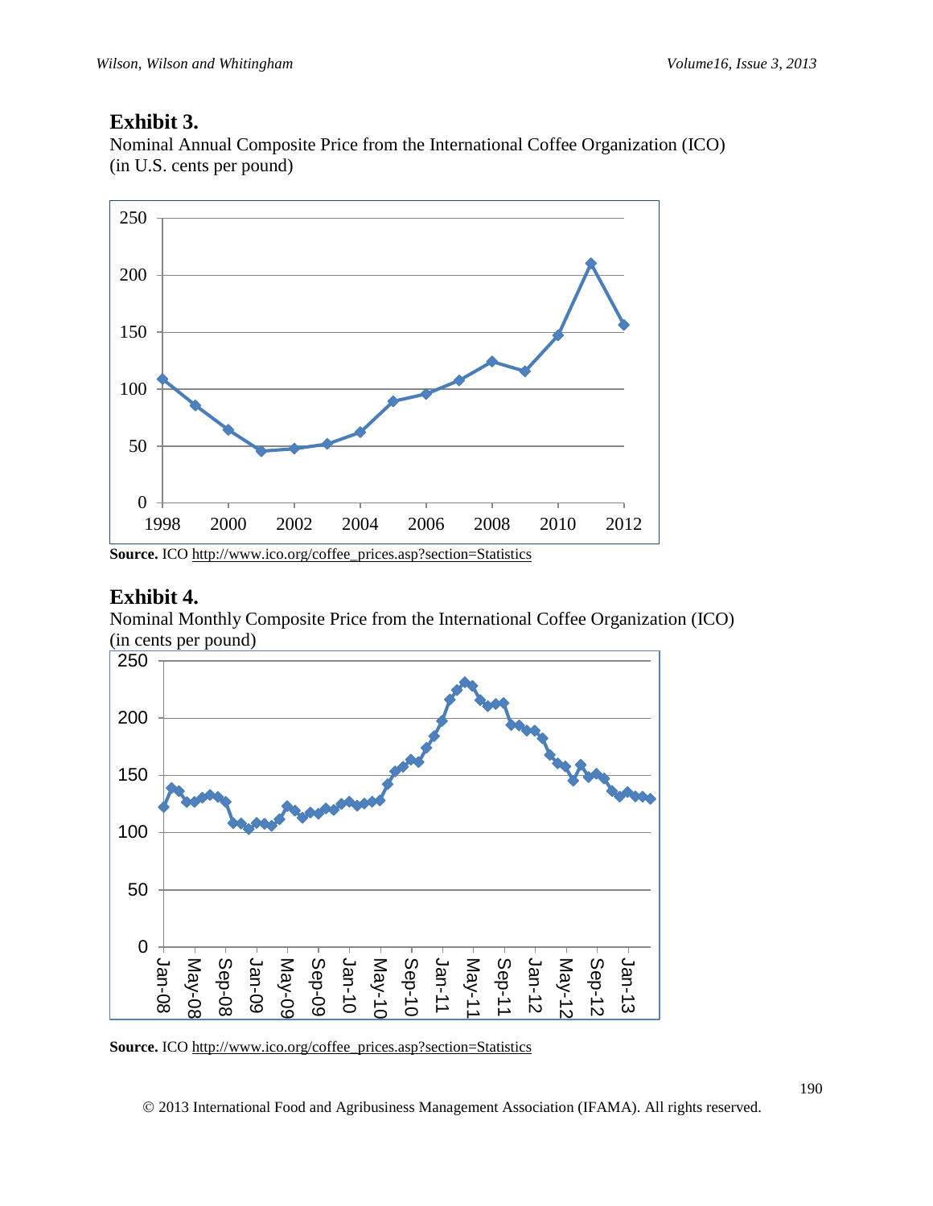## Exhibit 3.

Nominal Annual Composite Price from the International Coffee Organization (ICO) (in U.S. cents per pound)

**Source.** ICO http://www.ico.org/coffee_prices.asp?section=Statistics

## Exhibit 4.

Nominal Monthly Composite Price from the International Coffee Organization (ICO) (in cents per pound)

**Source.** ICO http://www.ico.org/coffee_prices.asp?section=Statistics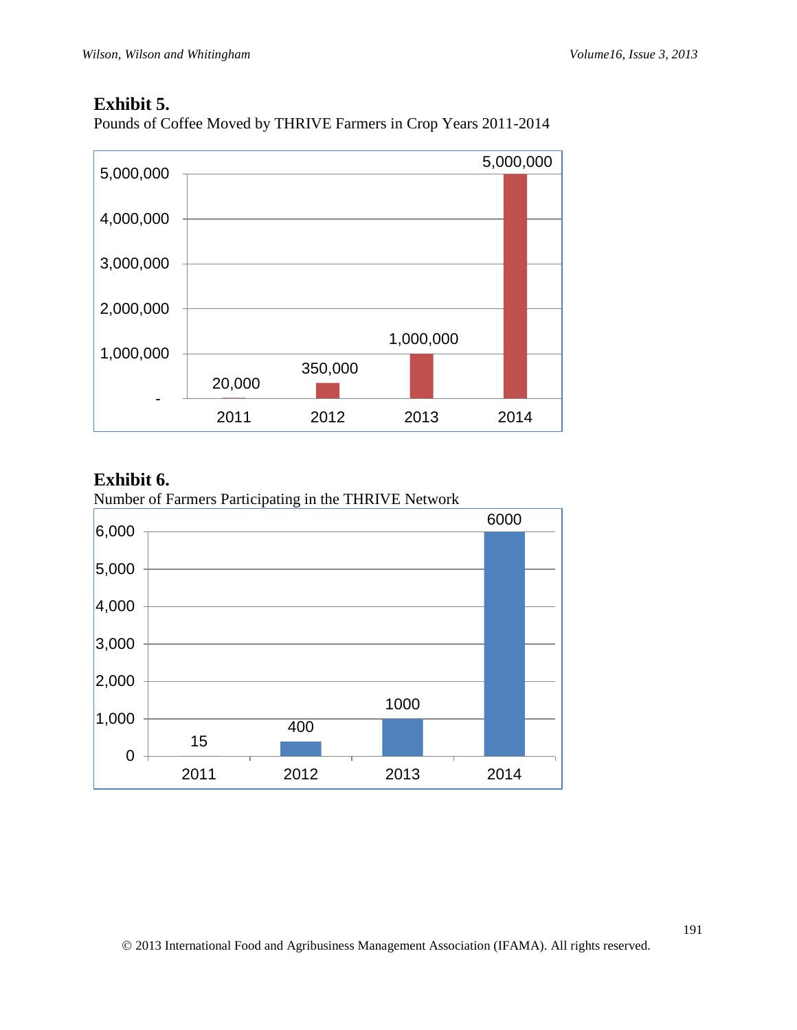**Exhibit 5.**

Pounds of Coffee Moved by THRIVE Farmers in Crop Years 2011-2014

| Crop Year | Pounds of Coffee |
|---|---|
| 2011 | 20,000 |
| 2012 | 350,000 |
| 2013 | 1,000,000 |
| 2014 | 5,000,000 |

**Exhibit 6.**

Number of Farmers Participating in the THRIVE Network

| Year | Number of Farmers |
|---|---|
| 2011 | 15 |
| 2012 | 400 |
| 2013 | 1000 |
| 2014 | 6000 |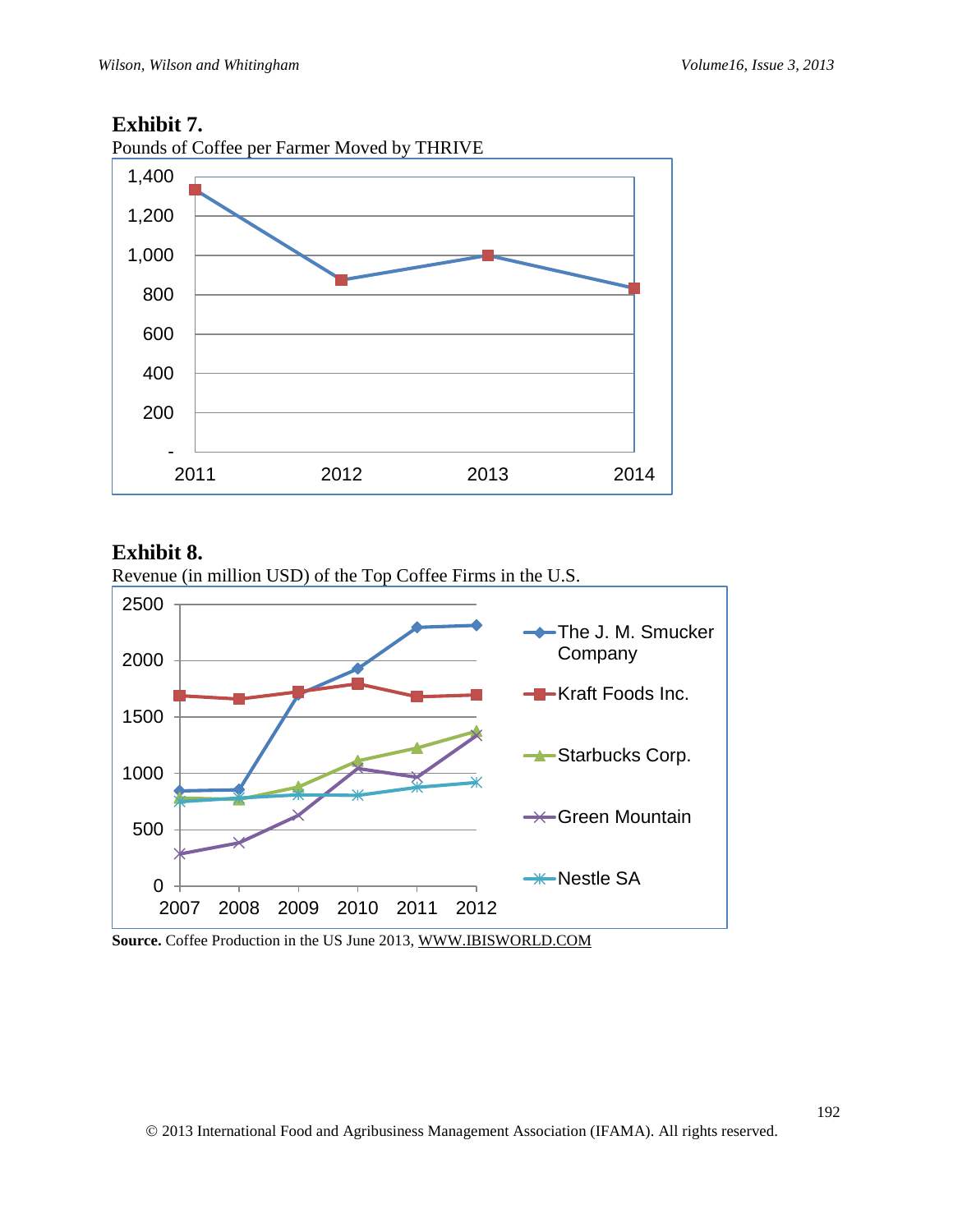**Exhibit 7.**

Pounds of Coffee per Farmer Moved by THRIVE

**Exhibit 8.**

Revenue (in million USD) of the Top Coffee Firms in the U.S.

**Source.** Coffee Production in the US June 2013, WWW.IBISWORLD.COM

© 2013 International Food and Agribusiness Management Association (IFAMA). All rights reserved.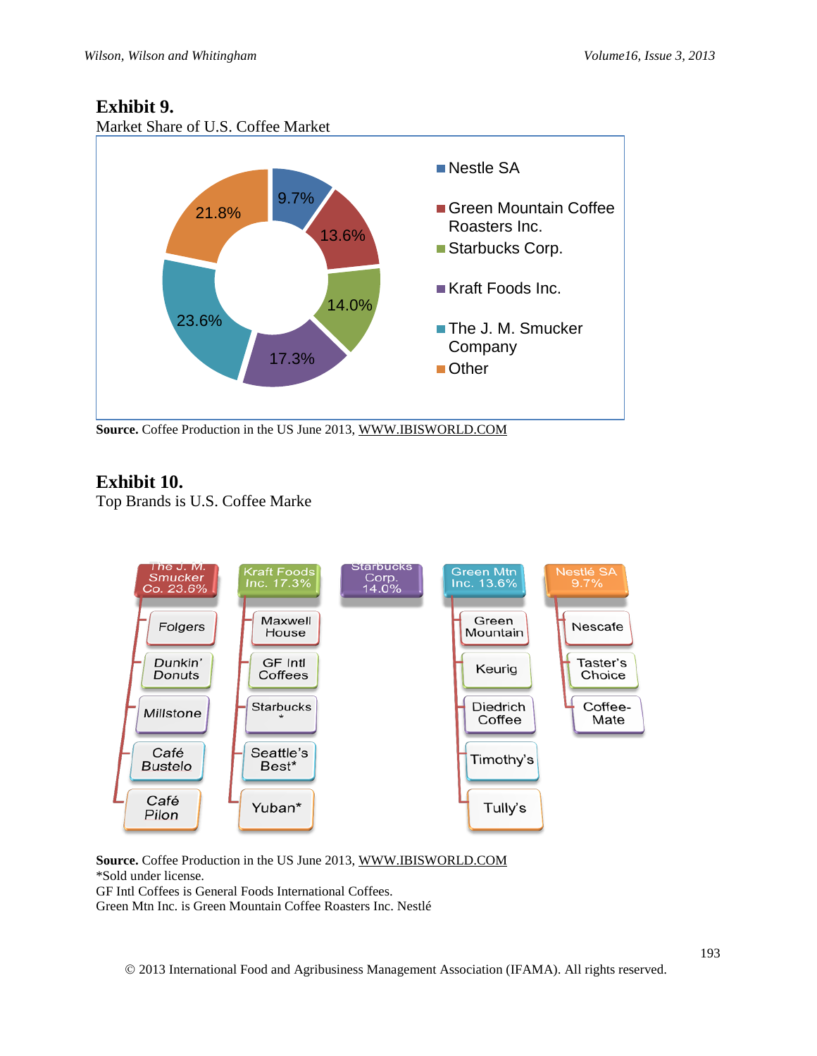**Exhibit 9.**

Market Share of U.S. Coffee Market

| Company | Market Share |
|---|---|
| Nestle SA | 9.7% |
| Green Mountain Coffee Roasters Inc. | 13.6% |
| Starbucks Corp. | 14.0% |
| Kraft Foods Inc. | 17.3% |
| The J. M. Smucker Company | 23.6% |
| Other | 21.8% |

**Source.** Coffee Production in the US June 2013, WWW.IBISWORLD.COM

**Exhibit 10.**

Top Brands is U.S. Coffee Marke

| The J. M. Smucker Co. 23.6% | Kraft Foods Inc. 17.3% | Starbucks Corp. 14.0% | Green Mtn Inc. 13.6% | Nestlé SA 9.7% |
|---|---|---|---|---|
| Folgers | Maxwell House | | Green Mountain | Nescafe |
| Dunkin' Donuts | GF Intl Coffees | | Keurig | Taster's Choice |
| Millstone | Starbucks* | | Diedrich Coffee | Coffee-Mate |
| Café Bustelo | Seattle's Best* | | Timothy's | |
| Café Pilon | Yuban* | | Tully's | |

**Source.** Coffee Production in the US June 2013, WWW.IBISWORLD.COM

*Sold under license.

GF Intl Coffees is General Foods International Coffees.

Green Mtn Inc. is Green Mountain Coffee Roasters Inc. Nestlé

© 2013 International Food and Agribusiness Management Association (IFAMA). All rights reserved.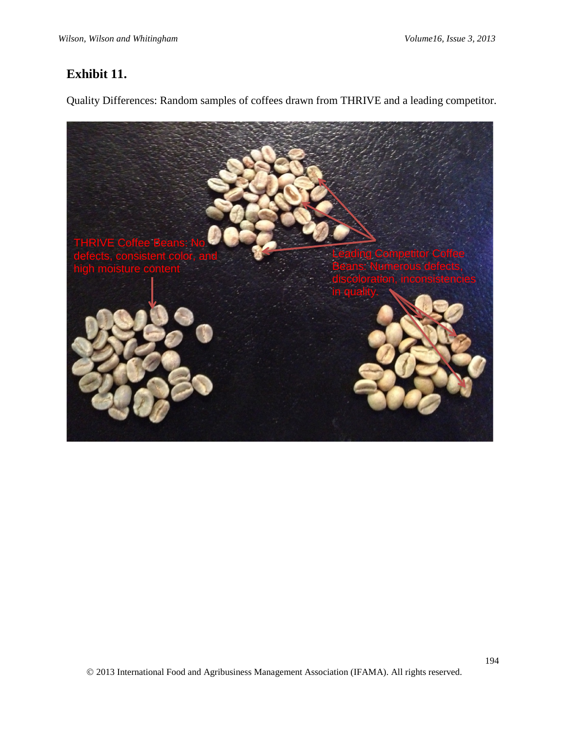## Exhibit 11.

Quality Differences: Random samples of coffees drawn from THRIVE and a leading competitor.

THRIVE Coffee Beans: No defects, consistent color, and high moisture content

Leading Competitor Coffee Beans: Numerous defects, discoloration, inconsistencies in quality.

© 2013 International Food and Agribusiness Management Association (IFAMA). All rights reserved.